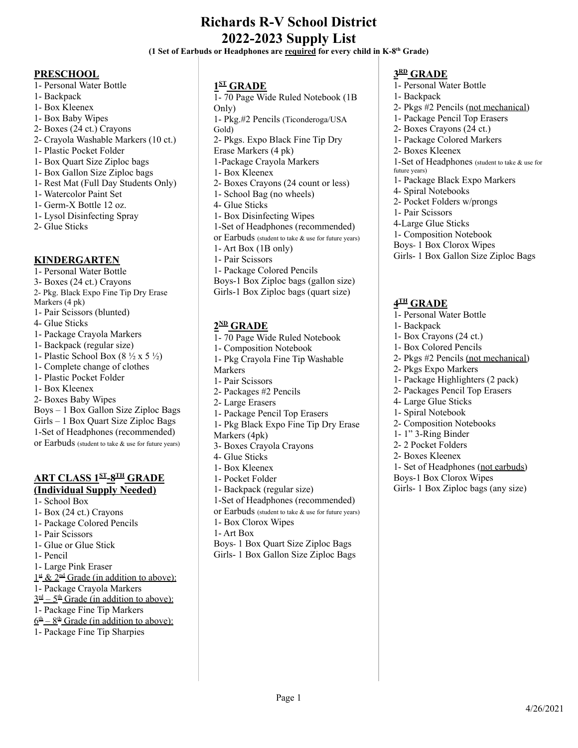# Richards R-V School District
# 2022-2023 Supply List

**(1 Set of Earbuds or Headphones are required for every child in K-8th Grade)**

## PRESCHOOL

1- Personal Water Bottle
1- Backpack
1- Box Kleenex
1- Box Baby Wipes
2- Boxes (24 ct.) Crayons
2- Crayola Washable Markers (10 ct.)
1- Plastic Pocket Folder
1- Box Quart Size Ziploc bags
1- Box Gallon Size Ziploc bags
1- Rest Mat (Full Day Students Only)
1- Watercolor Paint Set
1- Germ-X Bottle 12 oz.
1- Lysol Disinfecting Spray
2- Glue Sticks

## KINDERGARTEN

1- Personal Water Bottle
3- Boxes (24 ct.) Crayons
2- Pkg. Black Expo Fine Tip Dry Erase Markers (4 pk)
1- Pair Scissors (blunted)
4- Glue Sticks
1- Package Crayola Markers
1- Backpack (regular size)
1- Plastic School Box (8 ½ x 5 ½)
1- Complete change of clothes
1- Plastic Pocket Folder
1- Box Kleenex
2- Boxes Baby Wipes
Boys – 1 Box Gallon Size Ziploc Bags
Girls – 1 Box Quart Size Ziploc Bags
1-Set of Headphones (recommended) or Earbuds (student to take & use for future years)

## ART CLASS 1ST-8TH GRADE (Individual Supply Needed)

1- School Box
1- Box (24 ct.) Crayons
1- Package Colored Pencils
1- Pair Scissors
1- Glue or Glue Stick
1- Pencil
1- Large Pink Eraser

1st & 2nd Grade (in addition to above):
1- Package Crayola Markers

3rd – 5th Grade (in addition to above):
1- Package Fine Tip Markers

6th – 8th Grade (in addition to above):
1- Package Fine Tip Sharpies

## 1ST GRADE

1- 70 Page Wide Ruled Notebook (1B Only)
1- Pkg.#2 Pencils (Ticonderoga/USA Gold)
2- Pkgs. Expo Black Fine Tip Dry Erase Markers (4 pk)
1-Package Crayola Markers
1- Box Kleenex
2- Boxes Crayons (24 count or less)
1- School Bag (no wheels)
4- Glue Sticks
1- Box Disinfecting Wipes
1-Set of Headphones (recommended) or Earbuds (student to take & use for future years)
1- Art Box (1B only)
1- Pair Scissors
1- Package Colored Pencils
Boys-1 Box Ziploc bags (gallon size)
Girls-1 Box Ziploc bags (quart size)

## 2ND GRADE

1- 70 Page Wide Ruled Notebook
1- Composition Notebook
1- Pkg Crayola Fine Tip Washable Markers
1- Pair Scissors
2- Packages #2 Pencils
2- Large Erasers
1- Package Pencil Top Erasers
1- Pkg Black Expo Fine Tip Dry Erase Markers (4pk)
3- Boxes Crayola Crayons
4- Glue Sticks
1- Box Kleenex
1- Pocket Folder
1- Backpack (regular size)
1-Set of Headphones (recommended) or Earbuds (student to take & use for future years)
1- Box Clorox Wipes
1- Art Box
Boys- 1 Box Quart Size Ziploc Bags
Girls- 1 Box Gallon Size Ziploc Bags

## 3RD GRADE

1- Personal Water Bottle
1- Backpack
2- Pkgs #2 Pencils (not mechanical)
1- Package Pencil Top Erasers
2- Boxes Crayons (24 ct.)
1- Package Colored Markers
2- Boxes Kleenex
1-Set of Headphones (student to take & use for future years)
1- Package Black Expo Markers
4- Spiral Notebooks
2- Pocket Folders w/prongs
1- Pair Scissors
4-Large Glue Sticks
1- Composition Notebook
Boys- 1 Box Clorox Wipes
Girls- 1 Box Gallon Size Ziploc Bags

## 4TH GRADE

1- Personal Water Bottle
1- Backpack
1- Box Crayons (24 ct.)
1- Box Colored Pencils
2- Pkgs #2 Pencils (not mechanical)
2- Pkgs Expo Markers
1- Package Highlighters (2 pack)
2- Packages Pencil Top Erasers
4- Large Glue Sticks
1- Spiral Notebook
2- Composition Notebooks
1- 1" 3-Ring Binder
2- 2 Pocket Folders
2- Boxes Kleenex
1- Set of Headphones (not earbuds)
Boys-1 Box Clorox Wipes
Girls- 1 Box Ziploc bags (any size)

4/26/2021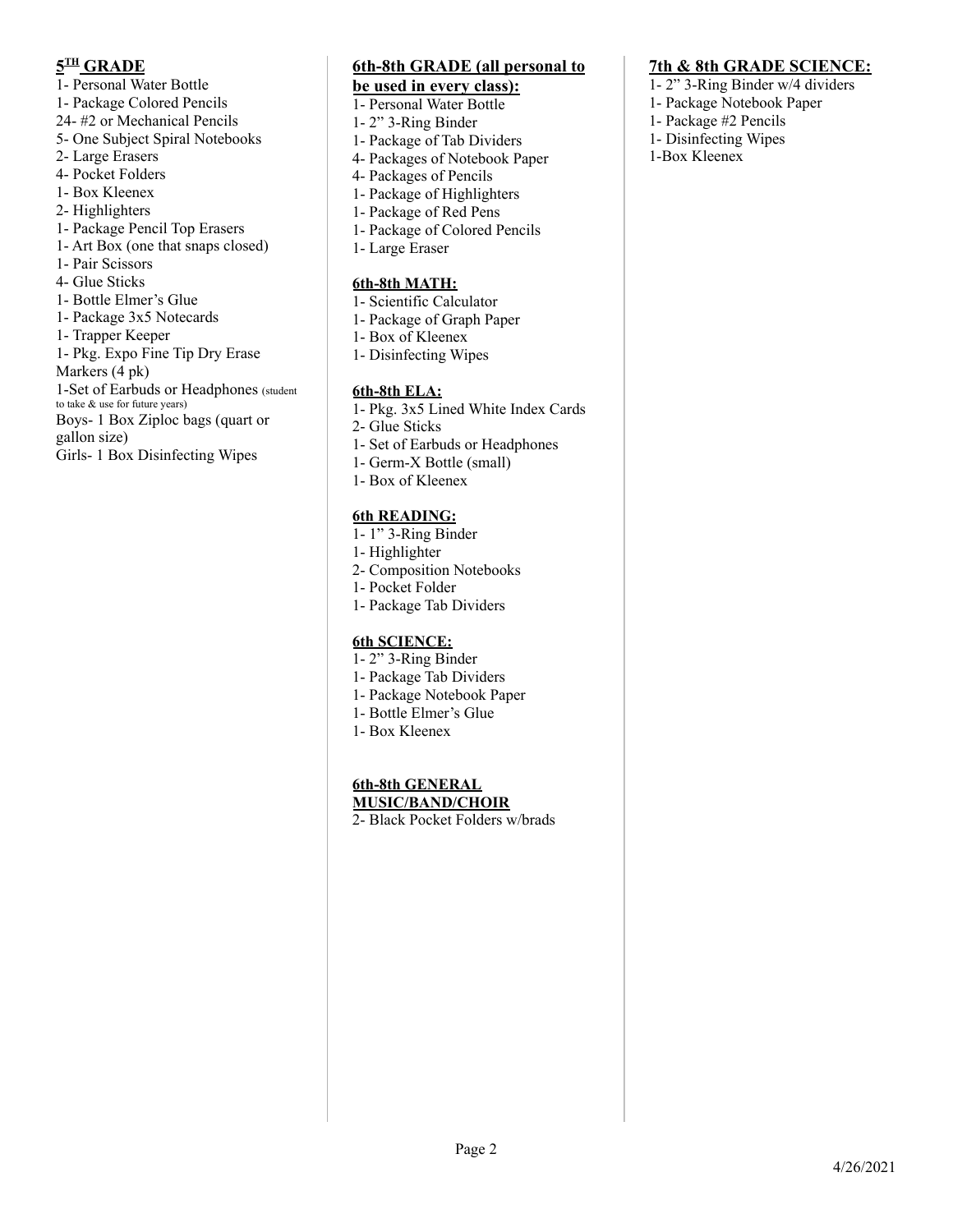## 5TH GRADE

1- Personal Water Bottle
1- Package Colored Pencils
24- #2 or Mechanical Pencils
5- One Subject Spiral Notebooks
2- Large Erasers
4- Pocket Folders
1- Box Kleenex
2- Highlighters
1- Package Pencil Top Erasers
1- Art Box (one that snaps closed)
1- Pair Scissors
4- Glue Sticks
1- Bottle Elmer's Glue
1- Package 3x5 Notecards
1- Trapper Keeper
1- Pkg. Expo Fine Tip Dry Erase Markers (4 pk)
1-Set of Earbuds or Headphones (student to take & use for future years)
Boys- 1 Box Ziploc bags (quart or gallon size)
Girls- 1 Box Disinfecting Wipes

## 6th-8th GRADE (all personal to be used in every class):

1- Personal Water Bottle
1- 2" 3-Ring Binder
1- Package of Tab Dividers
4- Packages of Notebook Paper
4- Packages of Pencils
1- Package of Highlighters
1- Package of Red Pens
1- Package of Colored Pencils
1- Large Eraser

## 6th-8th MATH:

1- Scientific Calculator
1- Package of Graph Paper
1- Box of Kleenex
1- Disinfecting Wipes

## 6th-8th ELA:

1- Pkg. 3x5 Lined White Index Cards
2- Glue Sticks
1- Set of Earbuds or Headphones
1- Germ-X Bottle (small)
1- Box of Kleenex

## 6th READING:

1- 1" 3-Ring Binder
1- Highlighter
2- Composition Notebooks
1- Pocket Folder
1- Package Tab Dividers

## 6th SCIENCE:

1- 2" 3-Ring Binder
1- Package Tab Dividers
1- Package Notebook Paper
1- Bottle Elmer's Glue
1- Box Kleenex

## 6th-8th GENERAL MUSIC/BAND/CHOIR

2- Black Pocket Folders w/brads

## 7th & 8th GRADE SCIENCE:

1- 2" 3-Ring Binder w/4 dividers
1- Package Notebook Paper
1- Package #2 Pencils
1- Disinfecting Wipes
1-Box Kleenex

4/26/2021